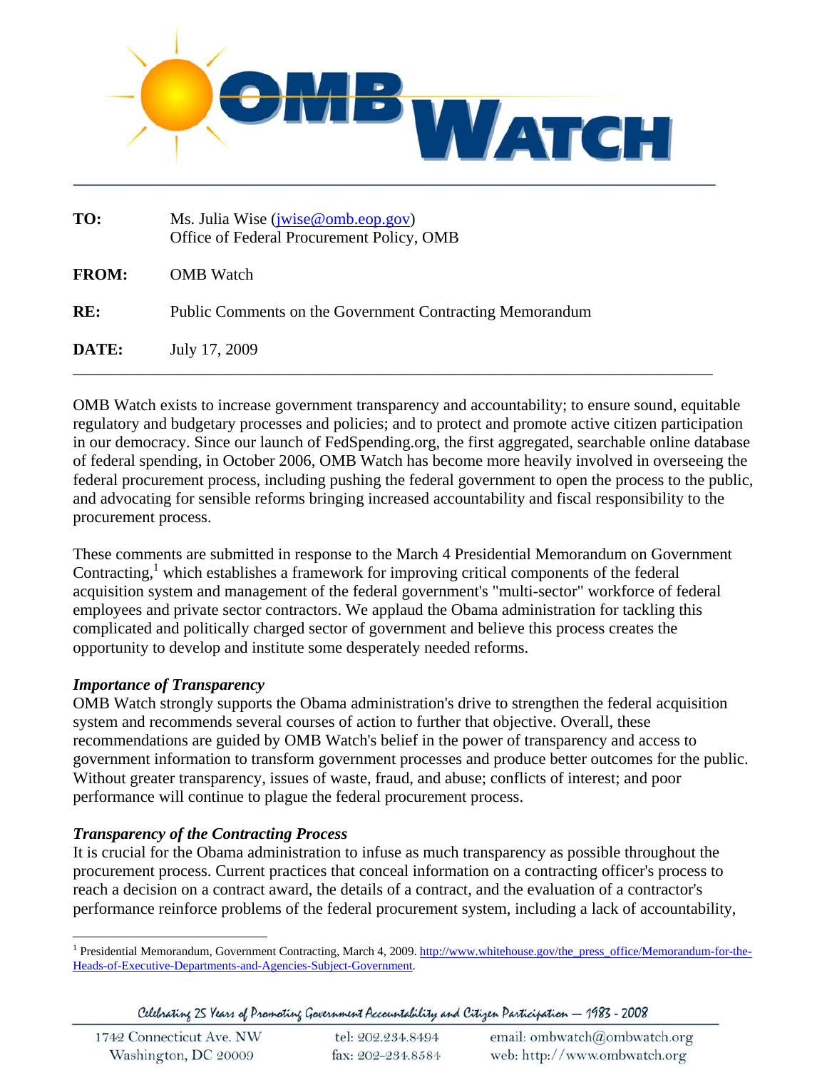# OMB Watch

**TO:** Ms. Julia Wise (jwise@omb.eop.gov)
Office of Federal Procurement Policy, OMB

**FROM:** OMB Watch

**RE:** Public Comments on the Government Contracting Memorandum

**DATE:** July 17, 2009

---

OMB Watch exists to increase government transparency and accountability; to ensure sound, equitable regulatory and budgetary processes and policies; and to protect and promote active citizen participation in our democracy. Since our launch of FedSpending.org, the first aggregated, searchable online database of federal spending, in October 2006, OMB Watch has become more heavily involved in overseeing the federal procurement process, including pushing the federal government to open the process to the public, and advocating for sensible reforms bringing increased accountability and fiscal responsibility to the procurement process.

These comments are submitted in response to the March 4 Presidential Memorandum on Government Contracting,[1] which establishes a framework for improving critical components of the federal acquisition system and management of the federal government's "multi-sector" workforce of federal employees and private sector contractors. We applaud the Obama administration for tackling this complicated and politically charged sector of government and believe this process creates the opportunity to develop and institute some desperately needed reforms.

### *Importance of Transparency*

OMB Watch strongly supports the Obama administration's drive to strengthen the federal acquisition system and recommends several courses of action to further that objective. Overall, these recommendations are guided by OMB Watch's belief in the power of transparency and access to government information to transform government processes and produce better outcomes for the public. Without greater transparency, issues of waste, fraud, and abuse; conflicts of interest; and poor performance will continue to plague the federal procurement process.

### *Transparency of the Contracting Process*

It is crucial for the Obama administration to infuse as much transparency as possible throughout the procurement process. Current practices that conceal information on a contracting officer's process to reach a decision on a contract award, the details of a contract, and the evaluation of a contractor's performance reinforce problems of the federal procurement system, including a lack of accountability,

---

[1] Presidential Memorandum, Government Contracting, March 4, 2009. http://www.whitehouse.gov/the_press_office/Memorandum-for-the-Heads-of-Executive-Departments-and-Agencies-Subject-Government.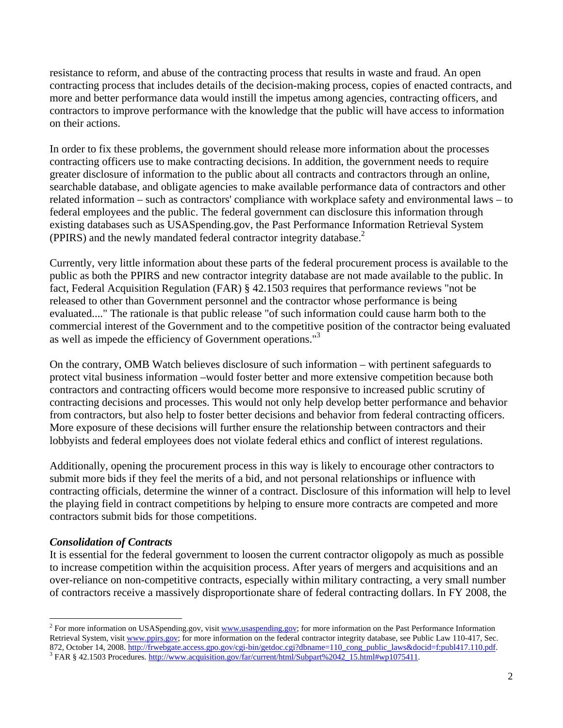resistance to reform, and abuse of the contracting process that results in waste and fraud. An open contracting process that includes details of the decision-making process, copies of enacted contracts, and more and better performance data would instill the impetus among agencies, contracting officers, and contractors to improve performance with the knowledge that the public will have access to information on their actions.

In order to fix these problems, the government should release more information about the processes contracting officers use to make contracting decisions. In addition, the government needs to require greater disclosure of information to the public about all contracts and contractors through an online, searchable database, and obligate agencies to make available performance data of contractors and other related information – such as contractors' compliance with workplace safety and environmental laws – to federal employees and the public. The federal government can disclosure this information through existing databases such as USASpending.gov, the Past Performance Information Retrieval System (PPIRS) and the newly mandated federal contractor integrity database.[2]

Currently, very little information about these parts of the federal procurement process is available to the public as both the PPIRS and new contractor integrity database are not made available to the public. In fact, Federal Acquisition Regulation (FAR) § 42.1503 requires that performance reviews "not be released to other than Government personnel and the contractor whose performance is being evaluated...." The rationale is that public release "of such information could cause harm both to the commercial interest of the Government and to the competitive position of the contractor being evaluated as well as impede the efficiency of Government operations."[3]

On the contrary, OMB Watch believes disclosure of such information – with pertinent safeguards to protect vital business information –would foster better and more extensive competition because both contractors and contracting officers would become more responsive to increased public scrutiny of contracting decisions and processes. This would not only help develop better performance and behavior from contractors, but also help to foster better decisions and behavior from federal contracting officers. More exposure of these decisions will further ensure the relationship between contractors and their lobbyists and federal employees does not violate federal ethics and conflict of interest regulations.

Additionally, opening the procurement process in this way is likely to encourage other contractors to submit more bids if they feel the merits of a bid, and not personal relationships or influence with contracting officials, determine the winner of a contract. Disclosure of this information will help to level the playing field in contract competitions by helping to ensure more contracts are competed and more contractors submit bids for those competitions.

***Consolidation of Contracts***

It is essential for the federal government to loosen the current contractor oligopoly as much as possible to increase competition within the acquisition process. After years of mergers and acquisitions and an over-reliance on non-competitive contracts, especially within military contracting, a very small number of contractors receive a massively disproportionate share of federal contracting dollars. In FY 2008, the

---

[2] For more information on USASpending.gov, visit www.usaspending.gov; for more information on the Past Performance Information Retrieval System, visit www.ppirs.gov; for more information on the federal contractor integrity database, see Public Law 110-417, Sec. 872, October 14, 2008. http://frwebgate.access.gpo.gov/cgi-bin/getdoc.cgi?dbname=110_cong_public_laws&docid=f:publ417.110.pdf.

[3] FAR § 42.1503 Procedures. http://www.acquisition.gov/far/current/html/Subpart%2042_15.html#wp1075411.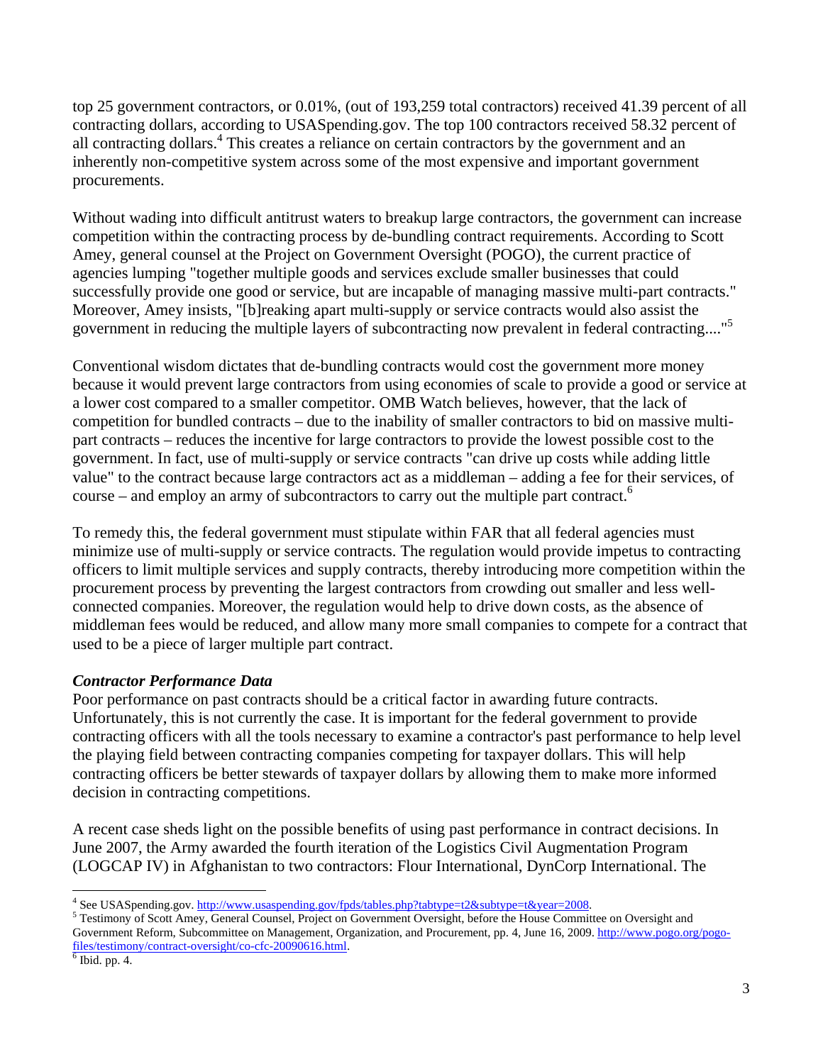top 25 government contractors, or 0.01%, (out of 193,259 total contractors) received 41.39 percent of all contracting dollars, according to USASpending.gov. The top 100 contractors received 58.32 percent of all contracting dollars.[4] This creates a reliance on certain contractors by the government and an inherently non-competitive system across some of the most expensive and important government procurements.

Without wading into difficult antitrust waters to breakup large contractors, the government can increase competition within the contracting process by de-bundling contract requirements. According to Scott Amey, general counsel at the Project on Government Oversight (POGO), the current practice of agencies lumping "together multiple goods and services exclude smaller businesses that could successfully provide one good or service, but are incapable of managing massive multi-part contracts." Moreover, Amey insists, "[b]reaking apart multi-supply or service contracts would also assist the government in reducing the multiple layers of subcontracting now prevalent in federal contracting...."[5]

Conventional wisdom dictates that de-bundling contracts would cost the government more money because it would prevent large contractors from using economies of scale to provide a good or service at a lower cost compared to a smaller competitor. OMB Watch believes, however, that the lack of competition for bundled contracts – due to the inability of smaller contractors to bid on massive multi-part contracts – reduces the incentive for large contractors to provide the lowest possible cost to the government. In fact, use of multi-supply or service contracts "can drive up costs while adding little value" to the contract because large contractors act as a middleman – adding a fee for their services, of course – and employ an army of subcontractors to carry out the multiple part contract.[6]

To remedy this, the federal government must stipulate within FAR that all federal agencies must minimize use of multi-supply or service contracts. The regulation would provide impetus to contracting officers to limit multiple services and supply contracts, thereby introducing more competition within the procurement process by preventing the largest contractors from crowding out smaller and less well-connected companies. Moreover, the regulation would help to drive down costs, as the absence of middleman fees would be reduced, and allow many more small companies to compete for a contract that used to be a piece of larger multiple part contract.

***Contractor Performance Data***

Poor performance on past contracts should be a critical factor in awarding future contracts. Unfortunately, this is not currently the case. It is important for the federal government to provide contracting officers with all the tools necessary to examine a contractor's past performance to help level the playing field between contracting companies competing for taxpayer dollars. This will help contracting officers be better stewards of taxpayer dollars by allowing them to make more informed decision in contracting competitions.

A recent case sheds light on the possible benefits of using past performance in contract decisions. In June 2007, the Army awarded the fourth iteration of the Logistics Civil Augmentation Program (LOGCAP IV) in Afghanistan to two contractors: Flour International, DynCorp International. The

---

[4] See USASpending.gov. http://www.usaspending.gov/fpds/tables.php?tabtype=t2&subtype=t&year=2008.

[5] Testimony of Scott Amey, General Counsel, Project on Government Oversight, before the House Committee on Oversight and Government Reform, Subcommittee on Management, Organization, and Procurement, pp. 4, June 16, 2009. http://www.pogo.org/pogo-files/testimony/contract-oversight/co-cfc-20090616.html.

[6] Ibid. pp. 4.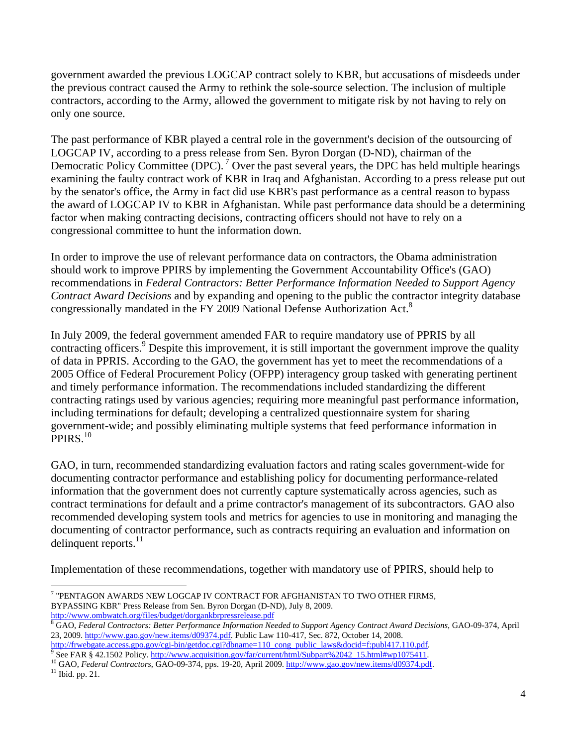government awarded the previous LOGCAP contract solely to KBR, but accusations of misdeeds under the previous contract caused the Army to rethink the sole-source selection. The inclusion of multiple contractors, according to the Army, allowed the government to mitigate risk by not having to rely on only one source.

The past performance of KBR played a central role in the government's decision of the outsourcing of LOGCAP IV, according to a press release from Sen. Byron Dorgan (D-ND), chairman of the Democratic Policy Committee (DPC).[7] Over the past several years, the DPC has held multiple hearings examining the faulty contract work of KBR in Iraq and Afghanistan. According to a press release put out by the senator's office, the Army in fact did use KBR's past performance as a central reason to bypass the award of LOGCAP IV to KBR in Afghanistan. While past performance data should be a determining factor when making contracting decisions, contracting officers should not have to rely on a congressional committee to hunt the information down.

In order to improve the use of relevant performance data on contractors, the Obama administration should work to improve PPIRS by implementing the Government Accountability Office's (GAO) recommendations in *Federal Contractors: Better Performance Information Needed to Support Agency Contract Award Decisions* and by expanding and opening to the public the contractor integrity database congressionally mandated in the FY 2009 National Defense Authorization Act.[8]

In July 2009, the federal government amended FAR to require mandatory use of PPRIS by all contracting officers.[9] Despite this improvement, it is still important the government improve the quality of data in PPRIS. According to the GAO, the government has yet to meet the recommendations of a 2005 Office of Federal Procurement Policy (OFPP) interagency group tasked with generating pertinent and timely performance information. The recommendations included standardizing the different contracting ratings used by various agencies; requiring more meaningful past performance information, including terminations for default; developing a centralized questionnaire system for sharing government-wide; and possibly eliminating multiple systems that feed performance information in PPIRS.[10]

GAO, in turn, recommended standardizing evaluation factors and rating scales government-wide for documenting contractor performance and establishing policy for documenting performance-related information that the government does not currently capture systematically across agencies, such as contract terminations for default and a prime contractor's management of its subcontractors. GAO also recommended developing system tools and metrics for agencies to use in monitoring and managing the documenting of contractor performance, such as contracts requiring an evaluation and information on delinquent reports.[11]

Implementation of these recommendations, together with mandatory use of PPIRS, should help to

---

[7] "PENTAGON AWARDS NEW LOGCAP IV CONTRACT FOR AFGHANISTAN TO TWO OTHER FIRMS, BYPASSING KBR" Press Release from Sen. Byron Dorgan (D-ND), July 8, 2009. http://www.ombwatch.org/files/budget/dorgankbrpressrelease.pdf

[8] GAO, *Federal Contractors: Better Performance Information Needed to Support Agency Contract Award Decisions*, GAO-09-374, April 23, 2009. http://www.gao.gov/new.items/d09374.pdf. Public Law 110-417, Sec. 872, October 14, 2008. http://frwebgate.access.gpo.gov/cgi-bin/getdoc.cgi?dbname=110_cong_public_laws&docid=f:publ417.110.pdf.

[9] See FAR § 42.1502 Policy. http://www.acquisition.gov/far/current/html/Subpart%2042_15.html#wp1075411.

[10] GAO, *Federal Contractors*, GAO-09-374, pps. 19-20, April 2009. http://www.gao.gov/new.items/d09374.pdf.

[11] Ibid. pp. 21.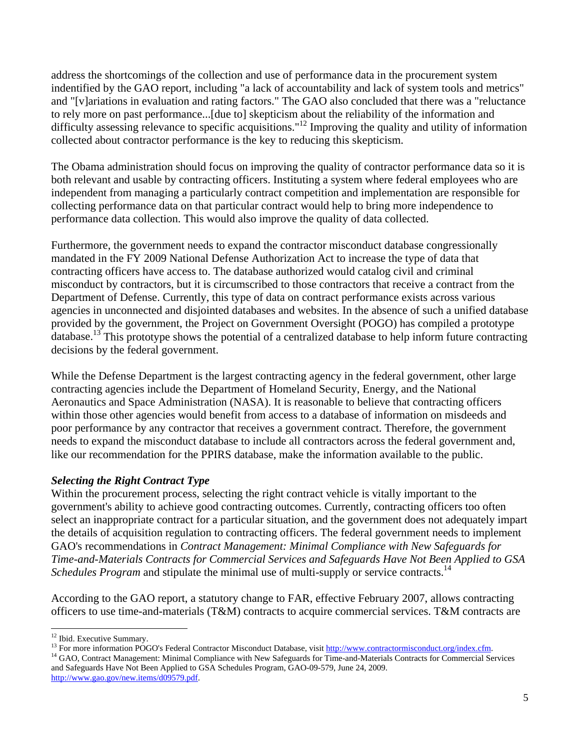address the shortcomings of the collection and use of performance data in the procurement system indentified by the GAO report, including "a lack of accountability and lack of system tools and metrics" and "[v]ariations in evaluation and rating factors." The GAO also concluded that there was a "reluctance to rely more on past performance...[due to] skepticism about the reliability of the information and difficulty assessing relevance to specific acquisitions."[12] Improving the quality and utility of information collected about contractor performance is the key to reducing this skepticism.

The Obama administration should focus on improving the quality of contractor performance data so it is both relevant and usable by contracting officers. Instituting a system where federal employees who are independent from managing a particularly contract competition and implementation are responsible for collecting performance data on that particular contract would help to bring more independence to performance data collection. This would also improve the quality of data collected.

Furthermore, the government needs to expand the contractor misconduct database congressionally mandated in the FY 2009 National Defense Authorization Act to increase the type of data that contracting officers have access to. The database authorized would catalog civil and criminal misconduct by contractors, but it is circumscribed to those contractors that receive a contract from the Department of Defense. Currently, this type of data on contract performance exists across various agencies in unconnected and disjointed databases and websites. In the absence of such a unified database provided by the government, the Project on Government Oversight (POGO) has compiled a prototype database.[13] This prototype shows the potential of a centralized database to help inform future contracting decisions by the federal government.

While the Defense Department is the largest contracting agency in the federal government, other large contracting agencies include the Department of Homeland Security, Energy, and the National Aeronautics and Space Administration (NASA). It is reasonable to believe that contracting officers within those other agencies would benefit from access to a database of information on misdeeds and poor performance by any contractor that receives a government contract. Therefore, the government needs to expand the misconduct database to include all contractors across the federal government and, like our recommendation for the PPIRS database, make the information available to the public.

### *Selecting the Right Contract Type*

Within the procurement process, selecting the right contract vehicle is vitally important to the government's ability to achieve good contracting outcomes. Currently, contracting officers too often select an inappropriate contract for a particular situation, and the government does not adequately impart the details of acquisition regulation to contracting officers. The federal government needs to implement GAO's recommendations in *Contract Management: Minimal Compliance with New Safeguards for Time-and-Materials Contracts for Commercial Services and Safeguards Have Not Been Applied to GSA Schedules Program* and stipulate the minimal use of multi-supply or service contracts.[14]

According to the GAO report, a statutory change to FAR, effective February 2007, allows contracting officers to use time-and-materials (T&M) contracts to acquire commercial services. T&M contracts are

---

[12] Ibid. Executive Summary.

[13] For more information POGO's Federal Contractor Misconduct Database, visit http://www.contractormisconduct.org/index.cfm.

[14] GAO, Contract Management: Minimal Compliance with New Safeguards for Time-and-Materials Contracts for Commercial Services and Safeguards Have Not Been Applied to GSA Schedules Program, GAO-09-579, June 24, 2009. http://www.gao.gov/new.items/d09579.pdf.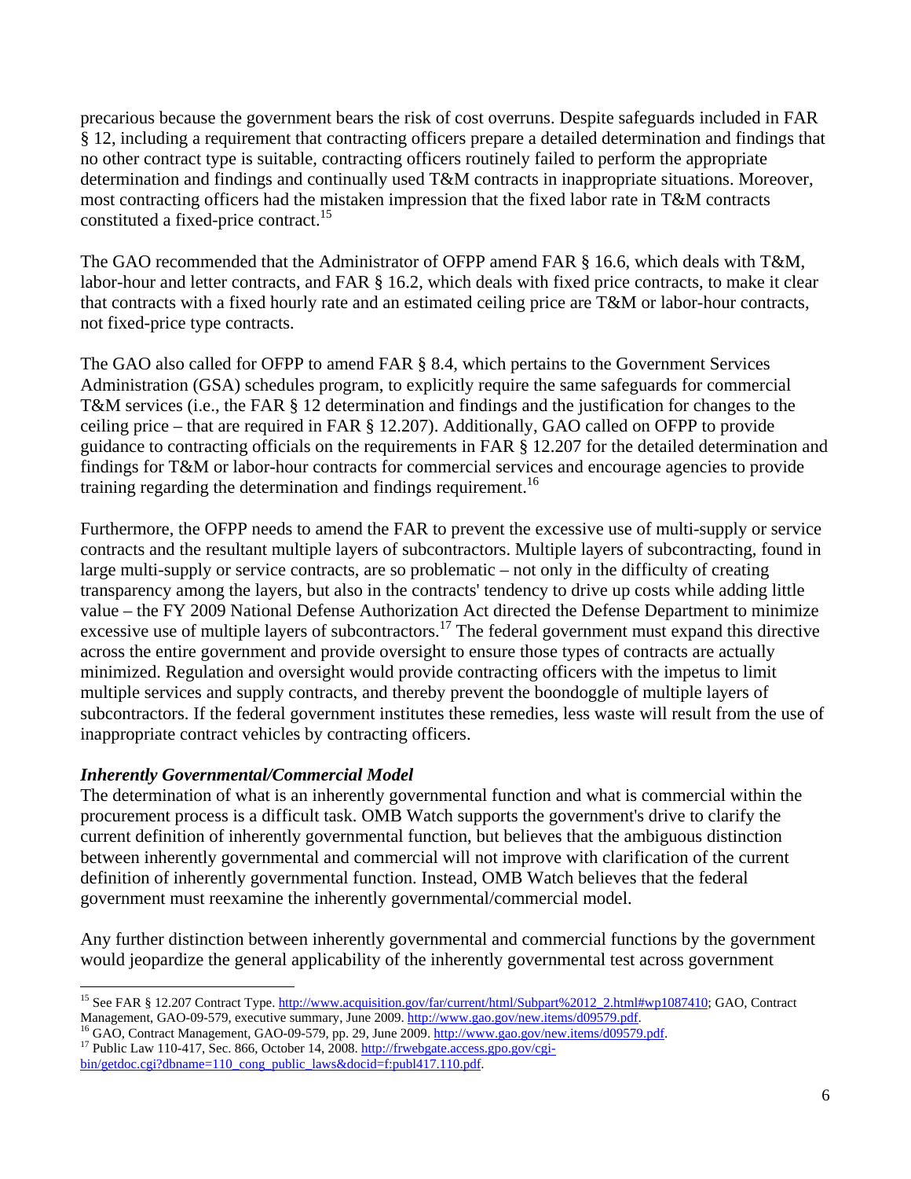precarious because the government bears the risk of cost overruns. Despite safeguards included in FAR § 12, including a requirement that contracting officers prepare a detailed determination and findings that no other contract type is suitable, contracting officers routinely failed to perform the appropriate determination and findings and continually used T&M contracts in inappropriate situations. Moreover, most contracting officers had the mistaken impression that the fixed labor rate in T&M contracts constituted a fixed-price contract.[15]

The GAO recommended that the Administrator of OFPP amend FAR § 16.6, which deals with T&M, labor-hour and letter contracts, and FAR § 16.2, which deals with fixed price contracts, to make it clear that contracts with a fixed hourly rate and an estimated ceiling price are T&M or labor-hour contracts, not fixed-price type contracts.

The GAO also called for OFPP to amend FAR § 8.4, which pertains to the Government Services Administration (GSA) schedules program, to explicitly require the same safeguards for commercial T&M services (i.e., the FAR § 12 determination and findings and the justification for changes to the ceiling price – that are required in FAR § 12.207). Additionally, GAO called on OFPP to provide guidance to contracting officials on the requirements in FAR § 12.207 for the detailed determination and findings for T&M or labor-hour contracts for commercial services and encourage agencies to provide training regarding the determination and findings requirement.[16]

Furthermore, the OFPP needs to amend the FAR to prevent the excessive use of multi-supply or service contracts and the resultant multiple layers of subcontractors. Multiple layers of subcontracting, found in large multi-supply or service contracts, are so problematic – not only in the difficulty of creating transparency among the layers, but also in the contracts' tendency to drive up costs while adding little value – the FY 2009 National Defense Authorization Act directed the Defense Department to minimize excessive use of multiple layers of subcontractors.[17] The federal government must expand this directive across the entire government and provide oversight to ensure those types of contracts are actually minimized. Regulation and oversight would provide contracting officers with the impetus to limit multiple services and supply contracts, and thereby prevent the boondoggle of multiple layers of subcontractors. If the federal government institutes these remedies, less waste will result from the use of inappropriate contract vehicles by contracting officers.

***Inherently Governmental/Commercial Model***

The determination of what is an inherently governmental function and what is commercial within the procurement process is a difficult task. OMB Watch supports the government's drive to clarify the current definition of inherently governmental function, but believes that the ambiguous distinction between inherently governmental and commercial will not improve with clarification of the current definition of inherently governmental function. Instead, OMB Watch believes that the federal government must reexamine the inherently governmental/commercial model.

Any further distinction between inherently governmental and commercial functions by the government would jeopardize the general applicability of the inherently governmental test across government

---

[15] See FAR § 12.207 Contract Type. http://www.acquisition.gov/far/current/html/Subpart%2012_2.html#wp1087410; GAO, Contract Management, GAO-09-579, executive summary, June 2009. http://www.gao.gov/new.items/d09579.pdf.

[16] GAO, Contract Management, GAO-09-579, pp. 29, June 2009. http://www.gao.gov/new.items/d09579.pdf.

[17] Public Law 110-417, Sec. 866, October 14, 2008. http://frwebgate.access.gpo.gov/cgi-bin/getdoc.cgi?dbname=110_cong_public_laws&docid=f:publ417.110.pdf.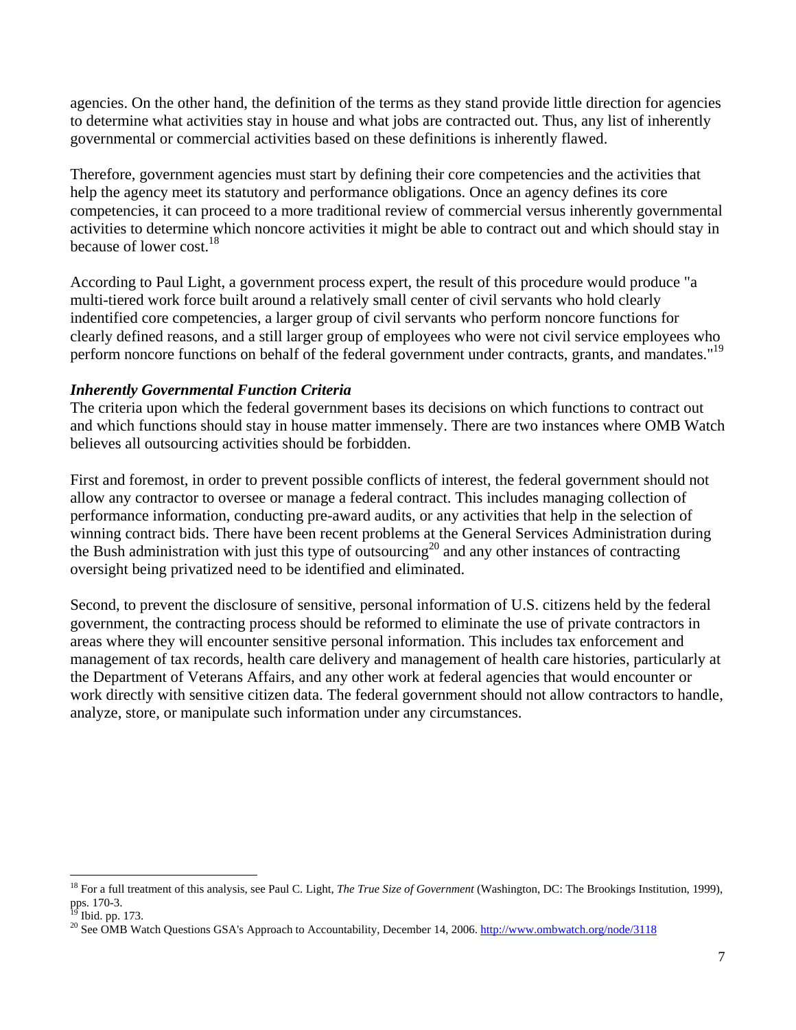agencies. On the other hand, the definition of the terms as they stand provide little direction for agencies to determine what activities stay in house and what jobs are contracted out. Thus, any list of inherently governmental or commercial activities based on these definitions is inherently flawed.

Therefore, government agencies must start by defining their core competencies and the activities that help the agency meet its statutory and performance obligations. Once an agency defines its core competencies, it can proceed to a more traditional review of commercial versus inherently governmental activities to determine which noncore activities it might be able to contract out and which should stay in because of lower cost.[18]

According to Paul Light, a government process expert, the result of this procedure would produce "a multi-tiered work force built around a relatively small center of civil servants who hold clearly indentified core competencies, a larger group of civil servants who perform noncore functions for clearly defined reasons, and a still larger group of employees who were not civil service employees who perform noncore functions on behalf of the federal government under contracts, grants, and mandates."[19]

***Inherently Governmental Function Criteria***

The criteria upon which the federal government bases its decisions on which functions to contract out and which functions should stay in house matter immensely. There are two instances where OMB Watch believes all outsourcing activities should be forbidden.

First and foremost, in order to prevent possible conflicts of interest, the federal government should not allow any contractor to oversee or manage a federal contract. This includes managing collection of performance information, conducting pre-award audits, or any activities that help in the selection of winning contract bids. There have been recent problems at the General Services Administration during the Bush administration with just this type of outsourcing[20] and any other instances of contracting oversight being privatized need to be identified and eliminated.

Second, to prevent the disclosure of sensitive, personal information of U.S. citizens held by the federal government, the contracting process should be reformed to eliminate the use of private contractors in areas where they will encounter sensitive personal information. This includes tax enforcement and management of tax records, health care delivery and management of health care histories, particularly at the Department of Veterans Affairs, and any other work at federal agencies that would encounter or work directly with sensitive citizen data. The federal government should not allow contractors to handle, analyze, store, or manipulate such information under any circumstances.

---

[18] For a full treatment of this analysis, see Paul C. Light, *The True Size of Government* (Washington, DC: The Brookings Institution, 1999), pps. 170-3.

[19] Ibid. pp. 173.

[20] See OMB Watch Questions GSA's Approach to Accountability, December 14, 2006. http://www.ombwatch.org/node/3118